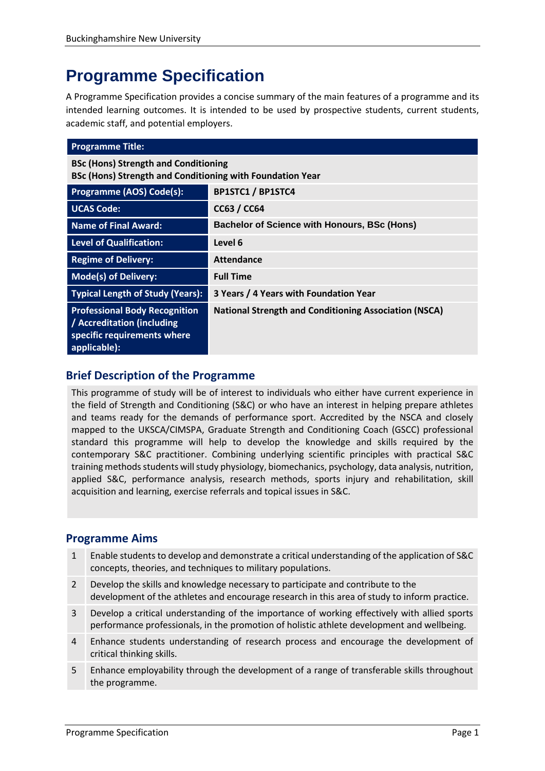# Programme Specification

A Programme Specification provides a concise summary of the main features of a programme and its intended learning outcomes. It is intended to be used by prospective students, current students, academic staff, and potential employers.

| Programme Title: | |
|---|---|
| **BSc (Hons) Strength and Conditioning**<br>**BSc (Hons) Strength and Conditioning with Foundation Year** | |
| **Programme (AOS) Code(s):** | **BP1STC1 / BP1STC4** |
| **UCAS Code:** | **CC63 / CC64** |
| **Name of Final Award:** | **Bachelor of Science with Honours, BSc (Hons)** |
| **Level of Qualification:** | **Level 6** |
| **Regime of Delivery:** | **Attendance** |
| **Mode(s) of Delivery:** | **Full Time** |
| **Typical Length of Study (Years):** | **3 Years / 4 Years with Foundation Year** |
| **Professional Body Recognition / Accreditation (including specific requirements where applicable):** | **National Strength and Conditioning Association (NSCA)** |

## Brief Description of the Programme

This programme of study will be of interest to individuals who either have current experience in the field of Strength and Conditioning (S&C) or who have an interest in helping prepare athletes and teams ready for the demands of performance sport. Accredited by the NSCA and closely mapped to the UKSCA/CIMSPA, Graduate Strength and Conditioning Coach (GSCC) professional standard this programme will help to develop the knowledge and skills required by the contemporary S&C practitioner. Combining underlying scientific principles with practical S&C training methods students will study physiology, biomechanics, psychology, data analysis, nutrition, applied S&C, performance analysis, research methods, sports injury and rehabilitation, skill acquisition and learning, exercise referrals and topical issues in S&C.

## Programme Aims

| | |
|---|---|
| 1 | Enable students to develop and demonstrate a critical understanding of the application of S&C concepts, theories, and techniques to military populations. |
| 2 | Develop the skills and knowledge necessary to participate and contribute to the development of the athletes and encourage research in this area of study to inform practice. |
| 3 | Develop a critical understanding of the importance of working effectively with allied sports performance professionals, in the promotion of holistic athlete development and wellbeing. |
| 4 | Enhance students understanding of research process and encourage the development of critical thinking skills. |
| 5 | Enhance employability through the development of a range of transferable skills throughout the programme. |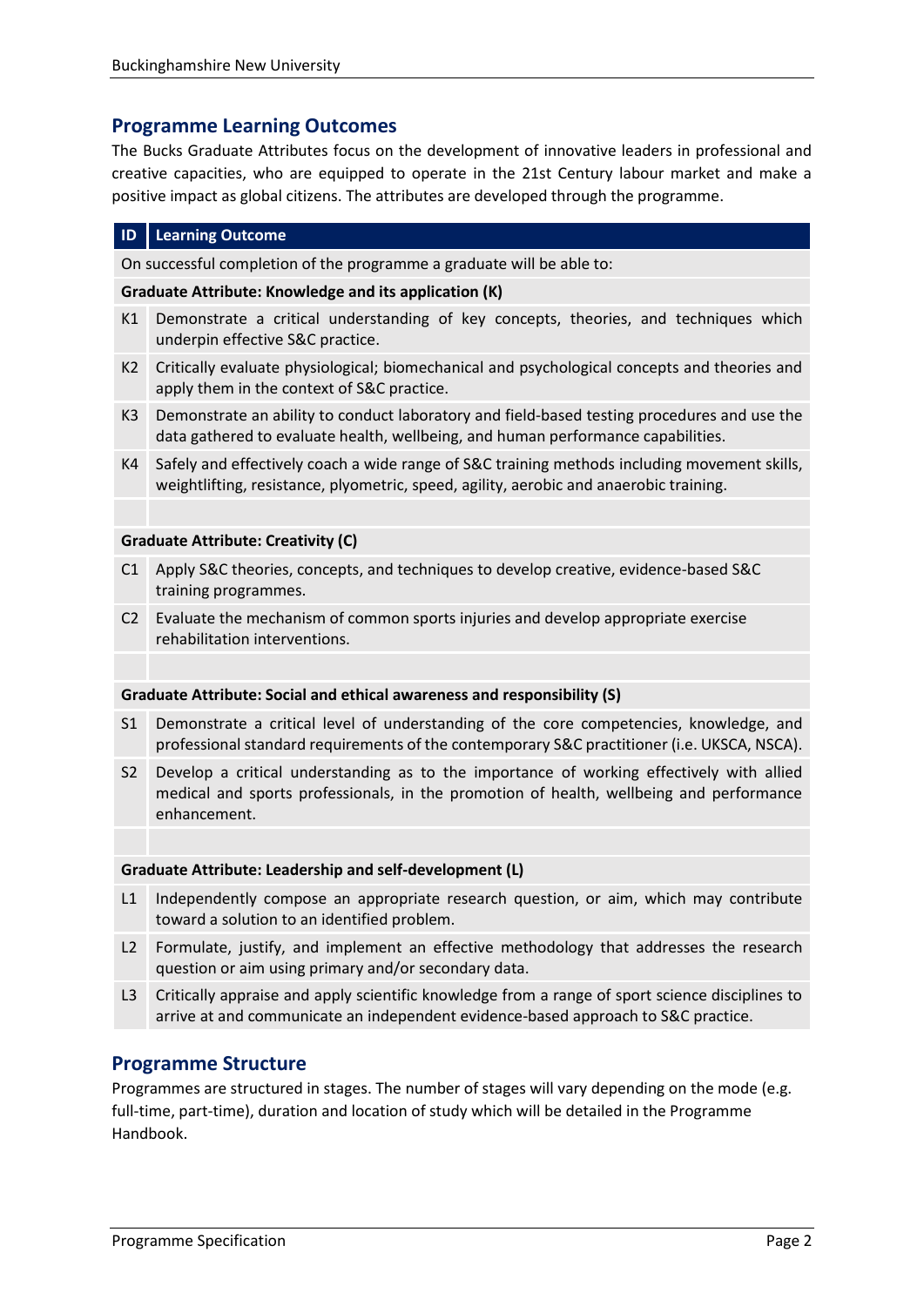## Programme Learning Outcomes

The Bucks Graduate Attributes focus on the development of innovative leaders in professional and creative capacities, who are equipped to operate in the 21st Century labour market and make a positive impact as global citizens. The attributes are developed through the programme.

| ID | Learning Outcome |
|---|---|
| On successful completion of the programme a graduate will be able to: | |
| **Graduate Attribute: Knowledge and its application (K)** | |
| K1 | Demonstrate a critical understanding of key concepts, theories, and techniques which underpin effective S&C practice. |
| K2 | Critically evaluate physiological; biomechanical and psychological concepts and theories and apply them in the context of S&C practice. |
| K3 | Demonstrate an ability to conduct laboratory and field-based testing procedures and use the data gathered to evaluate health, wellbeing, and human performance capabilities. |
| K4 | Safely and effectively coach a wide range of S&C training methods including movement skills, weightlifting, resistance, plyometric, speed, agility, aerobic and anaerobic training. |
| | |
| **Graduate Attribute: Creativity (C)** | |
| C1 | Apply S&C theories, concepts, and techniques to develop creative, evidence-based S&C training programmes. |
| C2 | Evaluate the mechanism of common sports injuries and develop appropriate exercise rehabilitation interventions. |
| | |
| **Graduate Attribute: Social and ethical awareness and responsibility (S)** | |
| S1 | Demonstrate a critical level of understanding of the core competencies, knowledge, and professional standard requirements of the contemporary S&C practitioner (i.e. UKSCA, NSCA). |
| S2 | Develop a critical understanding as to the importance of working effectively with allied medical and sports professionals, in the promotion of health, wellbeing and performance enhancement. |
| | |
| **Graduate Attribute: Leadership and self-development (L)** | |
| L1 | Independently compose an appropriate research question, or aim, which may contribute toward a solution to an identified problem. |
| L2 | Formulate, justify, and implement an effective methodology that addresses the research question or aim using primary and/or secondary data. |
| L3 | Critically appraise and apply scientific knowledge from a range of sport science disciplines to arrive at and communicate an independent evidence-based approach to S&C practice. |

## Programme Structure

Programmes are structured in stages. The number of stages will vary depending on the mode (e.g. full-time, part-time), duration and location of study which will be detailed in the Programme Handbook.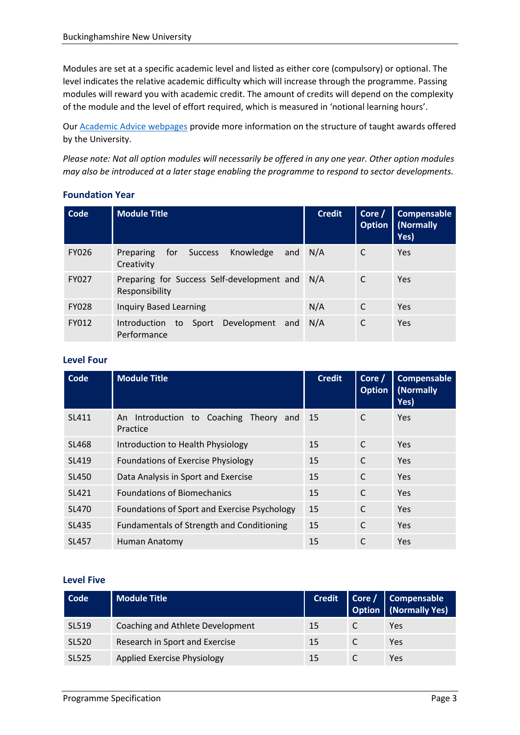Modules are set at a specific academic level and listed as either core (compulsory) or optional. The level indicates the relative academic difficulty which will increase through the programme. Passing modules will reward you with academic credit. The amount of credits will depend on the complexity of the module and the level of effort required, which is measured in 'notional learning hours'.

Our [Academic Advice webpages] provide more information on the structure of taught awards offered by the University.

*Please note: Not all option modules will necessarily be offered in any one year. Other option modules may also be introduced at a later stage enabling the programme to respond to sector developments.*

### Foundation Year

| Code | Module Title | Credit | Core / Option | Compensable (Normally Yes) |
|---|---|---|---|---|
| FY026 | Preparing for Success Knowledge and Creativity | N/A | C | Yes |
| FY027 | Preparing for Success Self-development and Responsibility | N/A | C | Yes |
| FY028 | Inquiry Based Learning | N/A | C | Yes |
| FY012 | Introduction to Sport Development and Performance | N/A | C | Yes |

### Level Four

| Code | Module Title | Credit | Core / Option | Compensable (Normally Yes) |
|---|---|---|---|---|
| SL411 | An Introduction to Coaching Theory and Practice | 15 | C | Yes |
| SL468 | Introduction to Health Physiology | 15 | C | Yes |
| SL419 | Foundations of Exercise Physiology | 15 | C | Yes |
| SL450 | Data Analysis in Sport and Exercise | 15 | C | Yes |
| SL421 | Foundations of Biomechanics | 15 | C | Yes |
| SL470 | Foundations of Sport and Exercise Psychology | 15 | C | Yes |
| SL435 | Fundamentals of Strength and Conditioning | 15 | C | Yes |
| SL457 | Human Anatomy | 15 | C | Yes |

### Level Five

| Code | Module Title | Credit | Core / Option | Compensable (Normally Yes) |
|---|---|---|---|---|
| SL519 | Coaching and Athlete Development | 15 | C | Yes |
| SL520 | Research in Sport and Exercise | 15 | C | Yes |
| SL525 | Applied Exercise Physiology | 15 | C | Yes |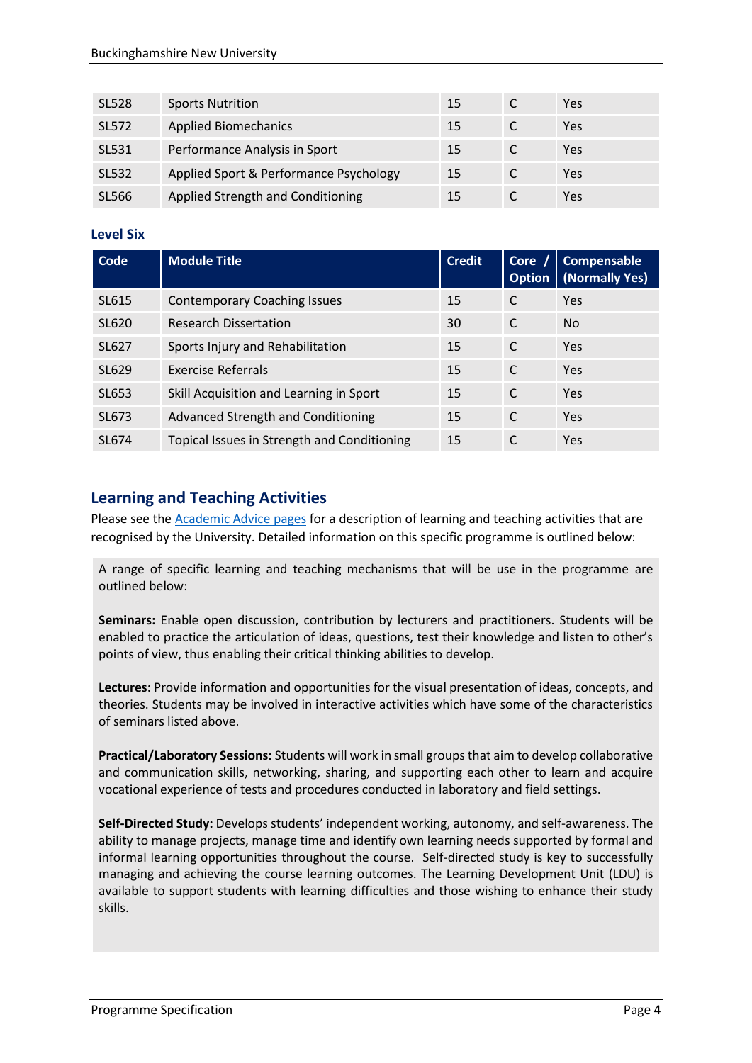| SL528 | Sports Nutrition | 15 | C | Yes |
|---|---|---|---|---|
| SL572 | Applied Biomechanics | 15 | C | Yes |
| SL531 | Performance Analysis in Sport | 15 | C | Yes |
| SL532 | Applied Sport & Performance Psychology | 15 | C | Yes |
| SL566 | Applied Strength and Conditioning | 15 | C | Yes |

### Level Six

| Code | Module Title | Credit | Core / Option | Compensable (Normally Yes) |
|---|---|---|---|---|
| SL615 | Contemporary Coaching Issues | 15 | C | Yes |
| SL620 | Research Dissertation | 30 | C | No |
| SL627 | Sports Injury and Rehabilitation | 15 | C | Yes |
| SL629 | Exercise Referrals | 15 | C | Yes |
| SL653 | Skill Acquisition and Learning in Sport | 15 | C | Yes |
| SL673 | Advanced Strength and Conditioning | 15 | C | Yes |
| SL674 | Topical Issues in Strength and Conditioning | 15 | C | Yes |

## Learning and Teaching Activities

Please see the [Academic Advice pages] for a description of learning and teaching activities that are recognised by the University. Detailed information on this specific programme is outlined below:

A range of specific learning and teaching mechanisms that will be use in the programme are outlined below:

**Seminars:** Enable open discussion, contribution by lecturers and practitioners. Students will be enabled to practice the articulation of ideas, questions, test their knowledge and listen to other's points of view, thus enabling their critical thinking abilities to develop.

**Lectures:** Provide information and opportunities for the visual presentation of ideas, concepts, and theories. Students may be involved in interactive activities which have some of the characteristics of seminars listed above.

**Practical/Laboratory Sessions:** Students will work in small groups that aim to develop collaborative and communication skills, networking, sharing, and supporting each other to learn and acquire vocational experience of tests and procedures conducted in laboratory and field settings.

**Self-Directed Study:** Develops students' independent working, autonomy, and self-awareness. The ability to manage projects, manage time and identify own learning needs supported by formal and informal learning opportunities throughout the course. Self-directed study is key to successfully managing and achieving the course learning outcomes. The Learning Development Unit (LDU) is available to support students with learning difficulties and those wishing to enhance their study skills.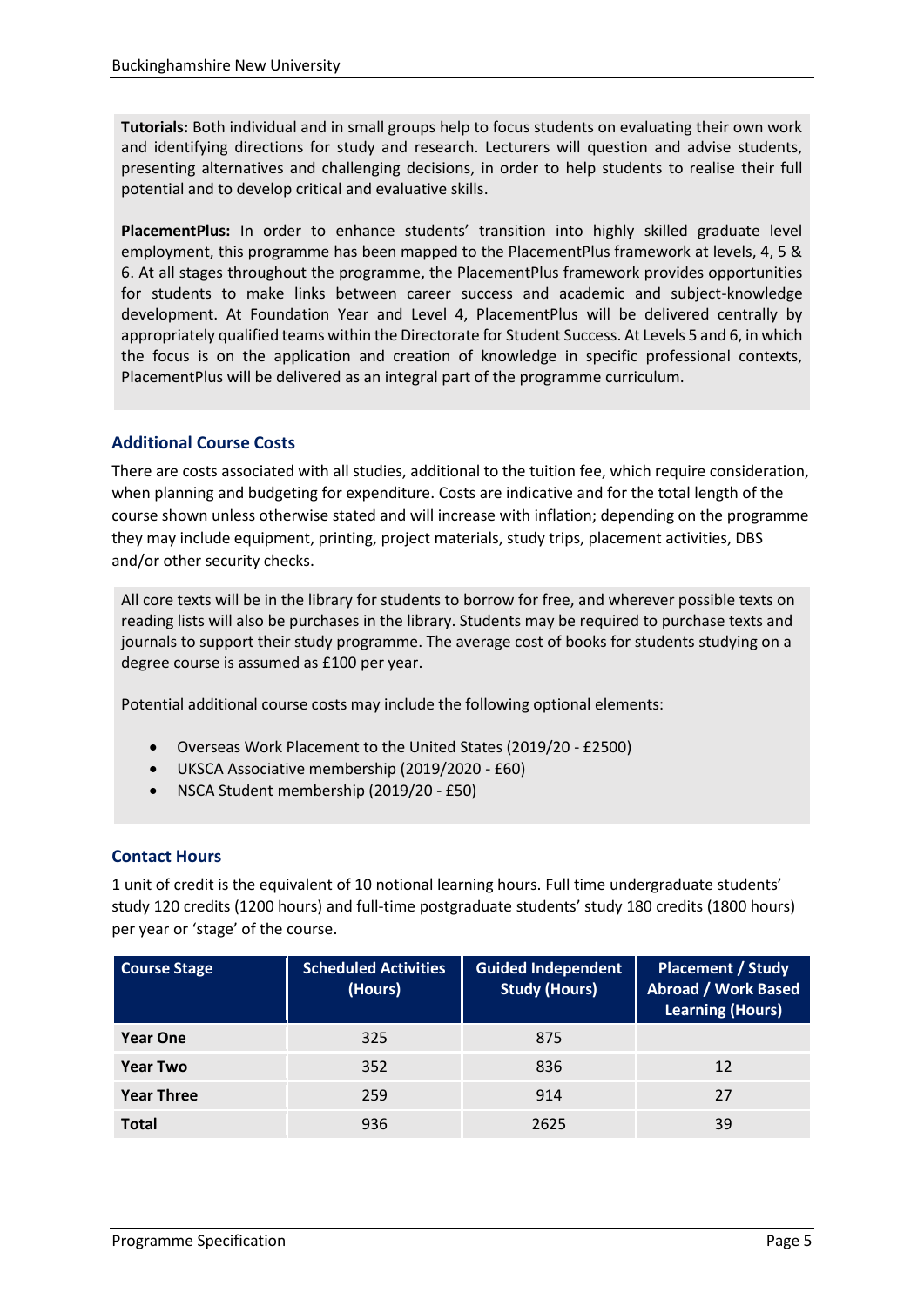**Tutorials:** Both individual and in small groups help to focus students on evaluating their own work and identifying directions for study and research. Lecturers will question and advise students, presenting alternatives and challenging decisions, in order to help students to realise their full potential and to develop critical and evaluative skills.

**PlacementPlus:** In order to enhance students' transition into highly skilled graduate level employment, this programme has been mapped to the PlacementPlus framework at levels, 4, 5 & 6. At all stages throughout the programme, the PlacementPlus framework provides opportunities for students to make links between career success and academic and subject-knowledge development. At Foundation Year and Level 4, PlacementPlus will be delivered centrally by appropriately qualified teams within the Directorate for Student Success. At Levels 5 and 6, in which the focus is on the application and creation of knowledge in specific professional contexts, PlacementPlus will be delivered as an integral part of the programme curriculum.

### Additional Course Costs

There are costs associated with all studies, additional to the tuition fee, which require consideration, when planning and budgeting for expenditure. Costs are indicative and for the total length of the course shown unless otherwise stated and will increase with inflation; depending on the programme they may include equipment, printing, project materials, study trips, placement activities, DBS and/or other security checks.

All core texts will be in the library for students to borrow for free, and wherever possible texts on reading lists will also be purchases in the library. Students may be required to purchase texts and journals to support their study programme. The average cost of books for students studying on a degree course is assumed as £100 per year.

Potential additional course costs may include the following optional elements:

- Overseas Work Placement to the United States (2019/20 - £2500)
- UKSCA Associative membership (2019/2020 - £60)
- NSCA Student membership (2019/20 - £50)

### Contact Hours

1 unit of credit is the equivalent of 10 notional learning hours. Full time undergraduate students' study 120 credits (1200 hours) and full-time postgraduate students' study 180 credits (1800 hours) per year or 'stage' of the course.

| Course Stage | Scheduled Activities (Hours) | Guided Independent Study (Hours) | Placement / Study Abroad / Work Based Learning (Hours) |
|---|---|---|---|
| **Year One** | 325 | 875 | |
| **Year Two** | 352 | 836 | 12 |
| **Year Three** | 259 | 914 | 27 |
| **Total** | 936 | 2625 | 39 |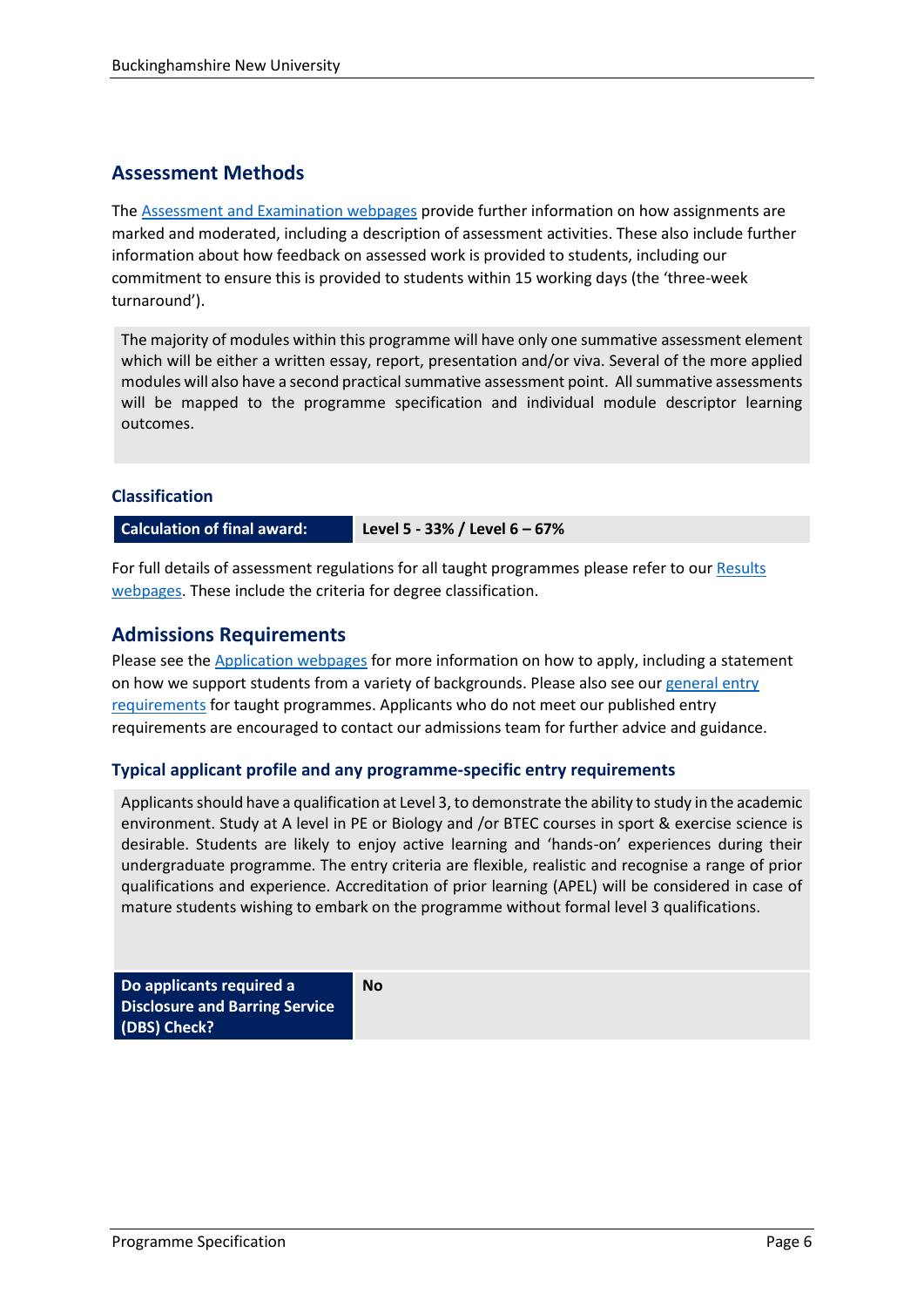## Assessment Methods

The Assessment and Examination webpages provide further information on how assignments are marked and moderated, including a description of assessment activities. These also include further information about how feedback on assessed work is provided to students, including our commitment to ensure this is provided to students within 15 working days (the 'three-week turnaround').

The majority of modules within this programme will have only one summative assessment element which will be either a written essay, report, presentation and/or viva. Several of the more applied modules will also have a second practical summative assessment point. All summative assessments will be mapped to the programme specification and individual module descriptor learning outcomes.

### Classification

| Calculation of final award: | Level 5 - 33% / Level 6 – 67% |
|---|---|

For full details of assessment regulations for all taught programmes please refer to our Results webpages. These include the criteria for degree classification.

## Admissions Requirements

Please see the Application webpages for more information on how to apply, including a statement on how we support students from a variety of backgrounds. Please also see our general entry requirements for taught programmes. Applicants who do not meet our published entry requirements are encouraged to contact our admissions team for further advice and guidance.

### Typical applicant profile and any programme-specific entry requirements

Applicants should have a qualification at Level 3, to demonstrate the ability to study in the academic environment. Study at A level in PE or Biology and /or BTEC courses in sport & exercise science is desirable. Students are likely to enjoy active learning and 'hands-on' experiences during their undergraduate programme. The entry criteria are flexible, realistic and recognise a range of prior qualifications and experience. Accreditation of prior learning (APEL) will be considered in case of mature students wishing to embark on the programme without formal level 3 qualifications.

| Do applicants required a Disclosure and Barring Service (DBS) Check? | No |
|---|---|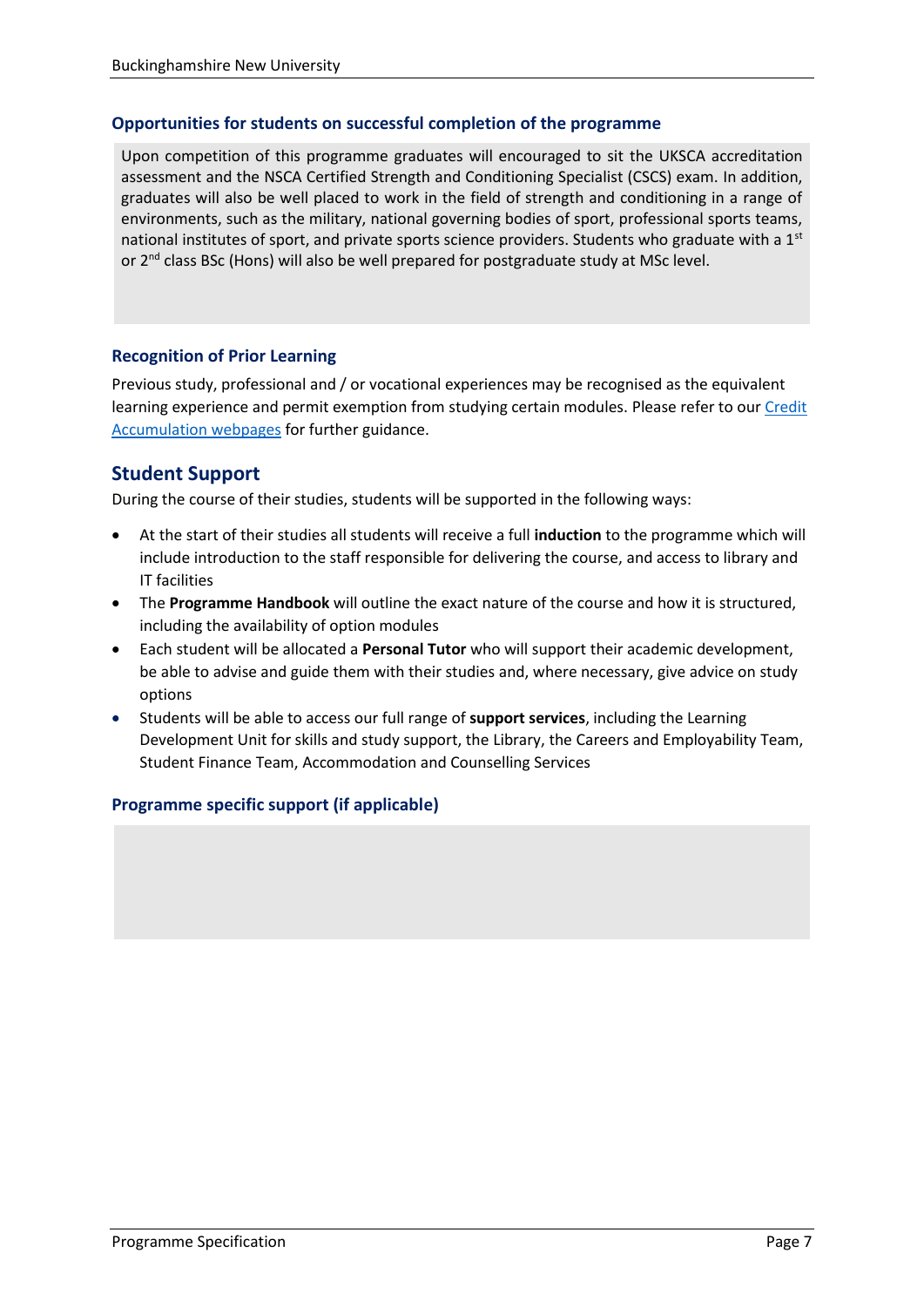### Opportunities for students on successful completion of the programme

Upon competition of this programme graduates will encouraged to sit the UKSCA accreditation assessment and the NSCA Certified Strength and Conditioning Specialist (CSCS) exam. In addition, graduates will also be well placed to work in the field of strength and conditioning in a range of environments, such as the military, national governing bodies of sport, professional sports teams, national institutes of sport, and private sports science providers. Students who graduate with a 1st or 2nd class BSc (Hons) will also be well prepared for postgraduate study at MSc level.

### Recognition of Prior Learning

Previous study, professional and / or vocational experiences may be recognised as the equivalent learning experience and permit exemption from studying certain modules. Please refer to our Credit Accumulation webpages for further guidance.

## Student Support

During the course of their studies, students will be supported in the following ways:

- At the start of their studies all students will receive a full **induction** to the programme which will include introduction to the staff responsible for delivering the course, and access to library and IT facilities
- The **Programme Handbook** will outline the exact nature of the course and how it is structured, including the availability of option modules
- Each student will be allocated a **Personal Tutor** who will support their academic development, be able to advise and guide them with their studies and, where necessary, give advice on study options
- Students will be able to access our full range of **support services**, including the Learning Development Unit for skills and study support, the Library, the Careers and Employability Team, Student Finance Team, Accommodation and Counselling Services

### Programme specific support (if applicable)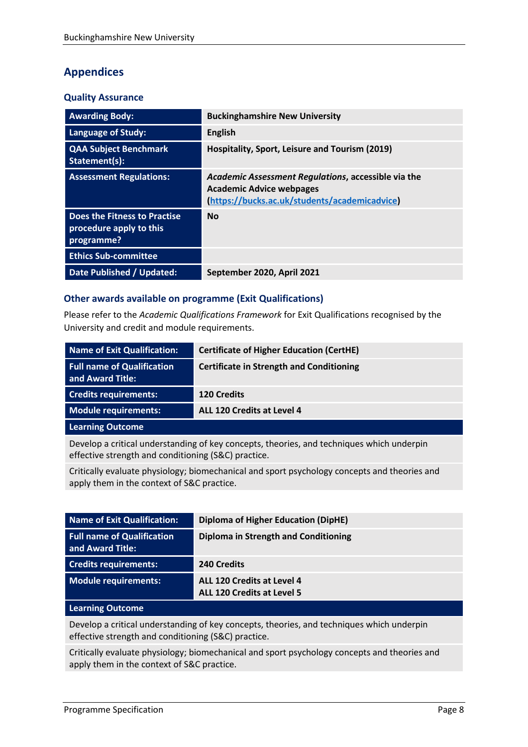## Appendices

### Quality Assurance

| | |
|---|---|
| **Awarding Body:** | **Buckinghamshire New University** |
| **Language of Study:** | **English** |
| **QAA Subject Benchmark Statement(s):** | **Hospitality, Sport, Leisure and Tourism (2019)** |
| **Assessment Regulations:** | ***Academic Assessment Regulations*, accessible via the Academic Advice webpages ([https://bucks.ac.uk/students/academicadvice](https://bucks.ac.uk/students/academicadvice))** |
| **Does the Fitness to Practise procedure apply to this programme?** | **No** |
| **Ethics Sub-committee** | |
| **Date Published / Updated:** | **September 2020, April 2021** |

### Other awards available on programme (Exit Qualifications)

Please refer to the *Academic Qualifications Framework* for Exit Qualifications recognised by the University and credit and module requirements.

| | |
|---|---|
| **Name of Exit Qualification:** | **Certificate of Higher Education (CertHE)** |
| **Full name of Qualification and Award Title:** | **Certificate in Strength and Conditioning** |
| **Credits requirements:** | **120 Credits** |
| **Module requirements:** | **ALL 120 Credits at Level 4** |
| **Learning Outcome** | |
| Develop a critical understanding of key concepts, theories, and techniques which underpin effective strength and conditioning (S&C) practice. | |
| Critically evaluate physiology; biomechanical and sport psychology concepts and theories and apply them in the context of S&C practice. | |

| | |
|---|---|
| **Name of Exit Qualification:** | **Diploma of Higher Education (DipHE)** |
| **Full name of Qualification and Award Title:** | **Diploma in Strength and Conditioning** |
| **Credits requirements:** | **240 Credits** |
| **Module requirements:** | **ALL 120 Credits at Level 4**<br>**ALL 120 Credits at Level 5** |
| **Learning Outcome** | |
| Develop a critical understanding of key concepts, theories, and techniques which underpin effective strength and conditioning (S&C) practice. | |
| Critically evaluate physiology; biomechanical and sport psychology concepts and theories and apply them in the context of S&C practice. | |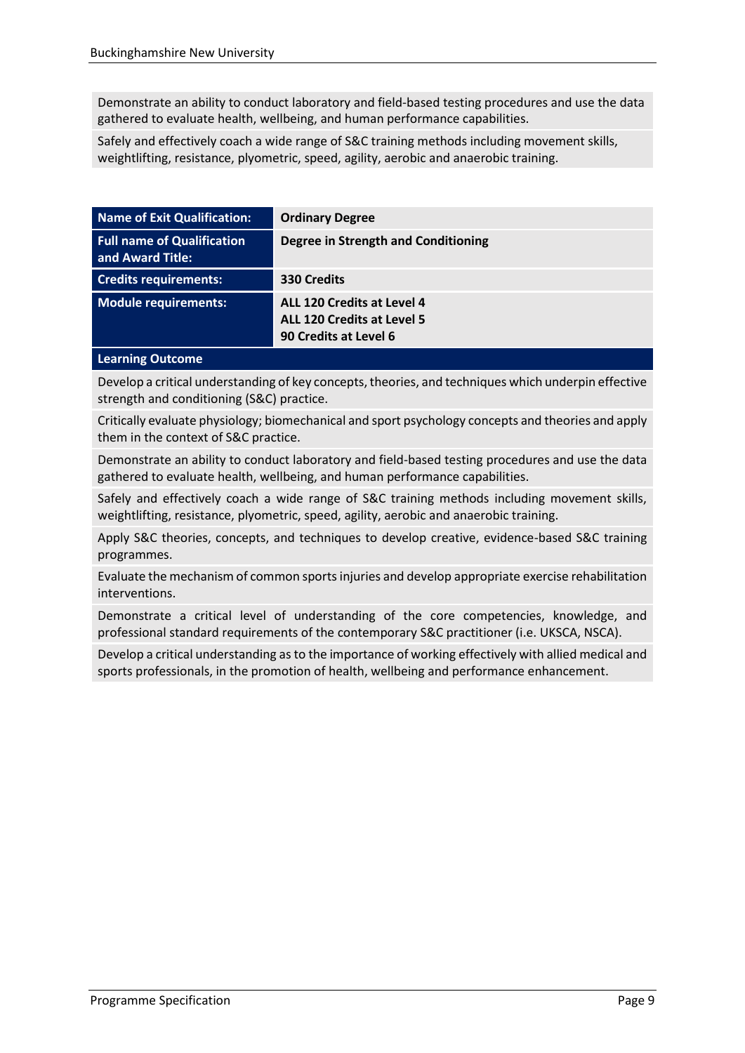| |
|---|
| Demonstrate an ability to conduct laboratory and field-based testing procedures and use the data gathered to evaluate health, wellbeing, and human performance capabilities. |
| Safely and effectively coach a wide range of S&C training methods including movement skills, weightlifting, resistance, plyometric, speed, agility, aerobic and anaerobic training. |

| | |
|---|---|
| **Name of Exit Qualification:** | **Ordinary Degree** |
| **Full name of Qualification and Award Title:** | **Degree in Strength and Conditioning** |
| **Credits requirements:** | **330 Credits** |
| **Module requirements:** | **ALL 120 Credits at Level 4**<br>**ALL 120 Credits at Level 5**<br>**90 Credits at Level 6** |

| **Learning Outcome** |
|---|
| Develop a critical understanding of key concepts, theories, and techniques which underpin effective strength and conditioning (S&C) practice. |
| Critically evaluate physiology; biomechanical and sport psychology concepts and theories and apply them in the context of S&C practice. |
| Demonstrate an ability to conduct laboratory and field-based testing procedures and use the data gathered to evaluate health, wellbeing, and human performance capabilities. |
| Safely and effectively coach a wide range of S&C training methods including movement skills, weightlifting, resistance, plyometric, speed, agility, aerobic and anaerobic training. |
| Apply S&C theories, concepts, and techniques to develop creative, evidence-based S&C training programmes. |
| Evaluate the mechanism of common sports injuries and develop appropriate exercise rehabilitation interventions. |
| Demonstrate a critical level of understanding of the core competencies, knowledge, and professional standard requirements of the contemporary S&C practitioner (i.e. UKSCA, NSCA). |
| Develop a critical understanding as to the importance of working effectively with allied medical and sports professionals, in the promotion of health, wellbeing and performance enhancement. |